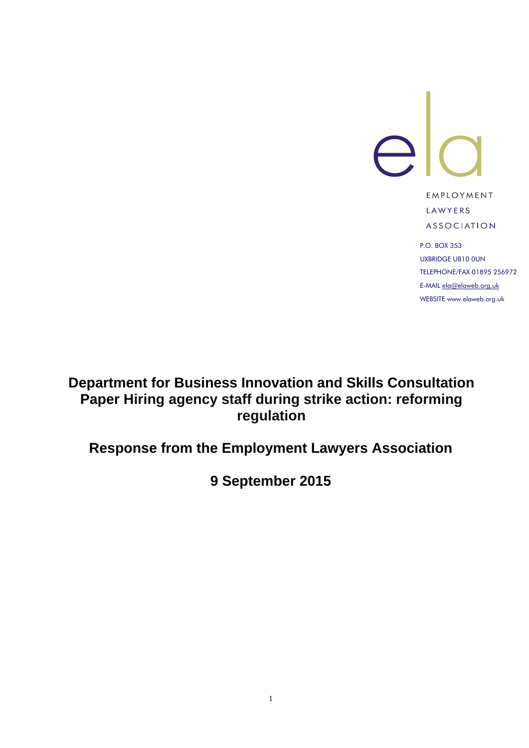ela

EMPLOYMENT
LAWYERS
ASSOCIATION

P.O. BOX 353
UXBRIDGE UB10 0UN
TELEPHONE/FAX 01895 256972
E-MAIL ela@elaweb.org.uk
WEBSITE www.elaweb.org.uk

# Department for Business Innovation and Skills Consultation Paper Hiring agency staff during strike action: reforming regulation

## Response from the Employment Lawyers Association

## 9 September 2015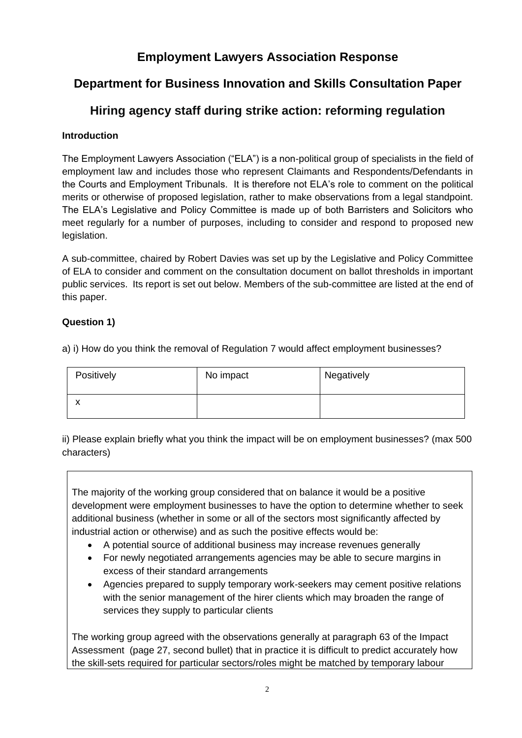# Employment Lawyers Association Response

## Department for Business Innovation and Skills Consultation Paper

## Hiring agency staff during strike action: reforming regulation

### Introduction

The Employment Lawyers Association ("ELA") is a non-political group of specialists in the field of employment law and includes those who represent Claimants and Respondents/Defendants in the Courts and Employment Tribunals. It is therefore not ELA's role to comment on the political merits or otherwise of proposed legislation, rather to make observations from a legal standpoint. The ELA's Legislative and Policy Committee is made up of both Barristers and Solicitors who meet regularly for a number of purposes, including to consider and respond to proposed new legislation.

A sub-committee, chaired by Robert Davies was set up by the Legislative and Policy Committee of ELA to consider and comment on the consultation document on ballot thresholds in important public services. Its report is set out below. Members of the sub-committee are listed at the end of this paper.

### Question 1)

a) i) How do you think the removal of Regulation 7 would affect employment businesses?

| Positively | No impact | Negatively |
|---|---|---|
| x | | |

ii) Please explain briefly what you think the impact will be on employment businesses? (max 500 characters)

The majority of the working group considered that on balance it would be a positive development were employment businesses to have the option to determine whether to seek additional business (whether in some or all of the sectors most significantly affected by industrial action or otherwise) and as such the positive effects would be:

- A potential source of additional business may increase revenues generally
- For newly negotiated arrangements agencies may be able to secure margins in excess of their standard arrangements
- Agencies prepared to supply temporary work-seekers may cement positive relations with the senior management of the hirer clients which may broaden the range of services they supply to particular clients

The working group agreed with the observations generally at paragraph 63 of the Impact Assessment (page 27, second bullet) that in practice it is difficult to predict accurately how the skill-sets required for particular sectors/roles might be matched by temporary labour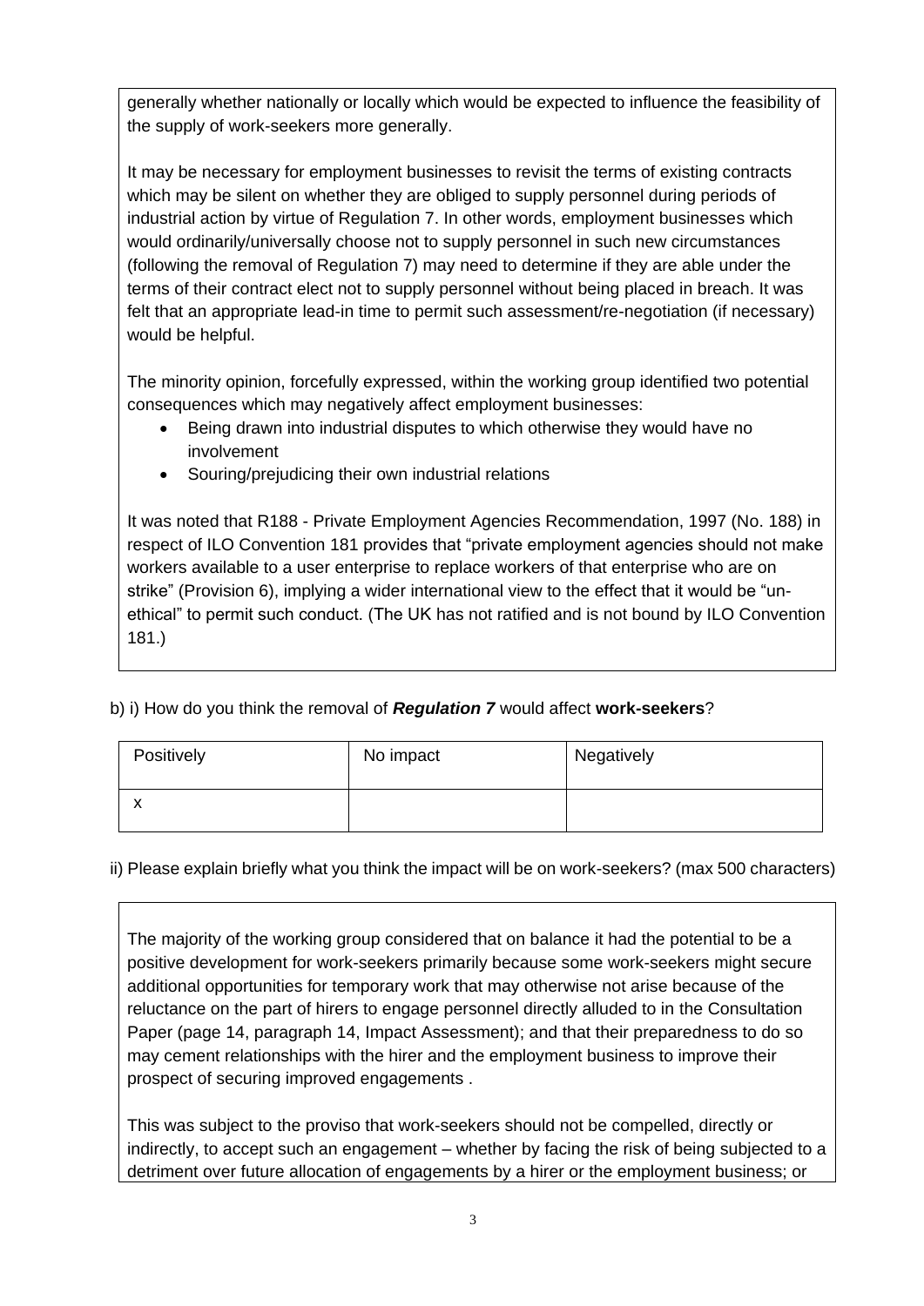generally whether nationally or locally which would be expected to influence the feasibility of the supply of work-seekers more generally.

It may be necessary for employment businesses to revisit the terms of existing contracts which may be silent on whether they are obliged to supply personnel during periods of industrial action by virtue of Regulation 7. In other words, employment businesses which would ordinarily/universally choose not to supply personnel in such new circumstances (following the removal of Regulation 7) may need to determine if they are able under the terms of their contract elect not to supply personnel without being placed in breach. It was felt that an appropriate lead-in time to permit such assessment/re-negotiation (if necessary) would be helpful.

The minority opinion, forcefully expressed, within the working group identified two potential consequences which may negatively affect employment businesses:

- Being drawn into industrial disputes to which otherwise they would have no involvement
- Souring/prejudicing their own industrial relations

It was noted that R188 - Private Employment Agencies Recommendation, 1997 (No. 188) in respect of ILO Convention 181 provides that "private employment agencies should not make workers available to a user enterprise to replace workers of that enterprise who are on strike" (Provision 6), implying a wider international view to the effect that it would be "un-ethical" to permit such conduct. (The UK has not ratified and is not bound by ILO Convention 181.)

b) i) How do you think the removal of ***Regulation 7*** would affect **work-seekers**?

| Positively | No impact | Negatively |
|---|---|---|
| x | | |

ii) Please explain briefly what you think the impact will be on work-seekers? (max 500 characters)

The majority of the working group considered that on balance it had the potential to be a positive development for work-seekers primarily because some work-seekers might secure additional opportunities for temporary work that may otherwise not arise because of the reluctance on the part of hirers to engage personnel directly alluded to in the Consultation Paper (page 14, paragraph 14, Impact Assessment); and that their preparedness to do so may cement relationships with the hirer and the employment business to improve their prospect of securing improved engagements .

This was subject to the proviso that work-seekers should not be compelled, directly or indirectly, to accept such an engagement – whether by facing the risk of being subjected to a detriment over future allocation of engagements by a hirer or the employment business; or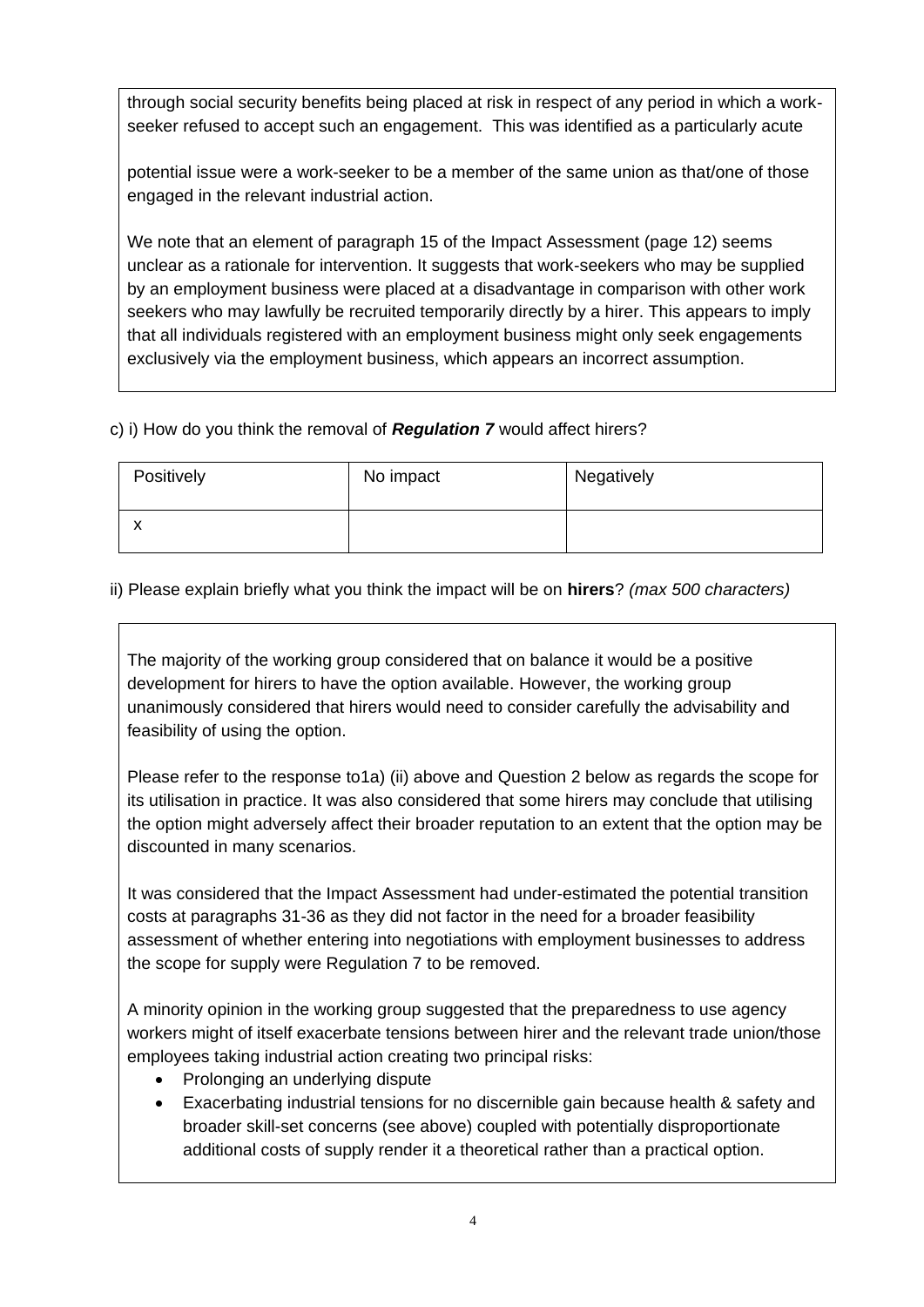through social security benefits being placed at risk in respect of any period in which a work-seeker refused to accept such an engagement. This was identified as a particularly acute

potential issue were a work-seeker to be a member of the same union as that/one of those engaged in the relevant industrial action.

We note that an element of paragraph 15 of the Impact Assessment (page 12) seems unclear as a rationale for intervention. It suggests that work-seekers who may be supplied by an employment business were placed at a disadvantage in comparison with other work seekers who may lawfully be recruited temporarily directly by a hirer. This appears to imply that all individuals registered with an employment business might only seek engagements exclusively via the employment business, which appears an incorrect assumption.

c) i) How do you think the removal of ***Regulation 7*** would affect hirers?

| Positively | No impact | Negatively |
|---|---|---|
| x | | |

ii) Please explain briefly what you think the impact will be on **hirers**? *(max 500 characters)*

The majority of the working group considered that on balance it would be a positive development for hirers to have the option available. However, the working group unanimously considered that hirers would need to consider carefully the advisability and feasibility of using the option.

Please refer to the response to1a) (ii) above and Question 2 below as regards the scope for its utilisation in practice. It was also considered that some hirers may conclude that utilising the option might adversely affect their broader reputation to an extent that the option may be discounted in many scenarios.

It was considered that the Impact Assessment had under-estimated the potential transition costs at paragraphs 31-36 as they did not factor in the need for a broader feasibility assessment of whether entering into negotiations with employment businesses to address the scope for supply were Regulation 7 to be removed.

A minority opinion in the working group suggested that the preparedness to use agency workers might of itself exacerbate tensions between hirer and the relevant trade union/those employees taking industrial action creating two principal risks:

- Prolonging an underlying dispute
- Exacerbating industrial tensions for no discernible gain because health & safety and broader skill-set concerns (see above) coupled with potentially disproportionate additional costs of supply render it a theoretical rather than a practical option.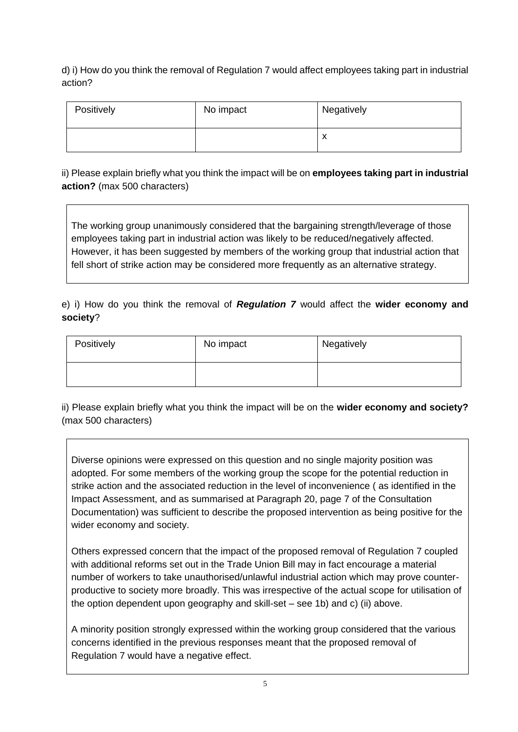d) i) How do you think the removal of Regulation 7 would affect employees taking part in industrial action?

| Positively | No impact | Negatively |
|---|---|---|
| | | x |

ii) Please explain briefly what you think the impact will be on **employees taking part in industrial action?** (max 500 characters)

> The working group unanimously considered that the bargaining strength/leverage of those employees taking part in industrial action was likely to be reduced/negatively affected. However, it has been suggested by members of the working group that industrial action that fell short of strike action may be considered more frequently as an alternative strategy.

e) i) How do you think the removal of ***Regulation 7*** would affect the **wider economy and society**?

| Positively | No impact | Negatively |
|---|---|---|
| | | |

ii) Please explain briefly what you think the impact will be on the **wider economy and society?** (max 500 characters)

> Diverse opinions were expressed on this question and no single majority position was adopted. For some members of the working group the scope for the potential reduction in strike action and the associated reduction in the level of inconvenience ( as identified in the Impact Assessment, and as summarised at Paragraph 20, page 7 of the Consultation Documentation) was sufficient to describe the proposed intervention as being positive for the wider economy and society.
>
> Others expressed concern that the impact of the proposed removal of Regulation 7 coupled with additional reforms set out in the Trade Union Bill may in fact encourage a material number of workers to take unauthorised/unlawful industrial action which may prove counter-productive to society more broadly. This was irrespective of the actual scope for utilisation of the option dependent upon geography and skill-set – see 1b) and c) (ii) above.
>
> A minority position strongly expressed within the working group considered that the various concerns identified in the previous responses meant that the proposed removal of Regulation 7 would have a negative effect.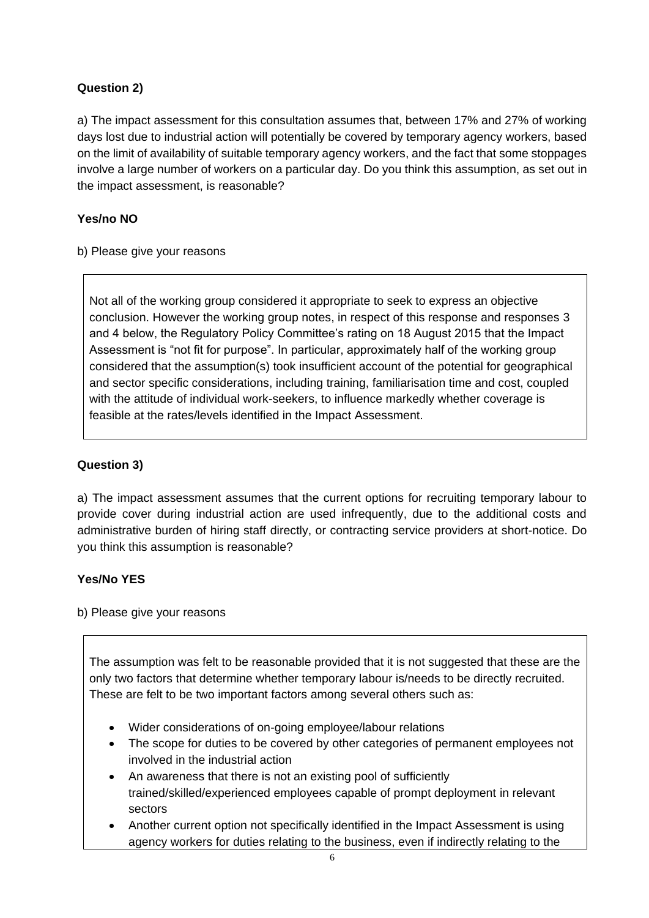**Question 2)**

a) The impact assessment for this consultation assumes that, between 17% and 27% of working days lost due to industrial action will potentially be covered by temporary agency workers, based on the limit of availability of suitable temporary agency workers, and the fact that some stoppages involve a large number of workers on a particular day. Do you think this assumption, as set out in the impact assessment, is reasonable?

**Yes/no NO**

b) Please give your reasons

Not all of the working group considered it appropriate to seek to express an objective conclusion. However the working group notes, in respect of this response and responses 3 and 4 below, the Regulatory Policy Committee's rating on 18 August 2015 that the Impact Assessment is "not fit for purpose". In particular, approximately half of the working group considered that the assumption(s) took insufficient account of the potential for geographical and sector specific considerations, including training, familiarisation time and cost, coupled with the attitude of individual work-seekers, to influence markedly whether coverage is feasible at the rates/levels identified in the Impact Assessment.

**Question 3)**

a) The impact assessment assumes that the current options for recruiting temporary labour to provide cover during industrial action are used infrequently, due to the additional costs and administrative burden of hiring staff directly, or contracting service providers at short-notice. Do you think this assumption is reasonable?

**Yes/No YES**

b) Please give your reasons

The assumption was felt to be reasonable provided that it is not suggested that these are the only two factors that determine whether temporary labour is/needs to be directly recruited. These are felt to be two important factors among several others such as:

- Wider considerations of on-going employee/labour relations
- The scope for duties to be covered by other categories of permanent employees not involved in the industrial action
- An awareness that there is not an existing pool of sufficiently trained/skilled/experienced employees capable of prompt deployment in relevant sectors
- Another current option not specifically identified in the Impact Assessment is using agency workers for duties relating to the business, even if indirectly relating to the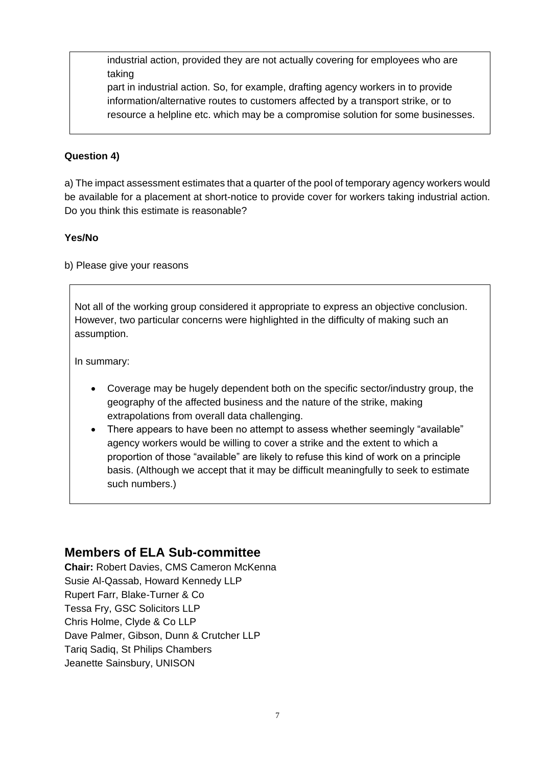industrial action, provided they are not actually covering for employees who are taking part in industrial action. So, for example, drafting agency workers in to provide information/alternative routes to customers affected by a transport strike, or to resource a helpline etc. which may be a compromise solution for some businesses.

**Question 4)**

a) The impact assessment estimates that a quarter of the pool of temporary agency workers would be available for a placement at short-notice to provide cover for workers taking industrial action. Do you think this estimate is reasonable?

**Yes/No**

b) Please give your reasons

Not all of the working group considered it appropriate to express an objective conclusion. However, two particular concerns were highlighted in the difficulty of making such an assumption.

In summary:

- Coverage may be hugely dependent both on the specific sector/industry group, the geography of the affected business and the nature of the strike, making extrapolations from overall data challenging.
- There appears to have been no attempt to assess whether seemingly "available" agency workers would be willing to cover a strike and the extent to which a proportion of those "available" are likely to refuse this kind of work on a principle basis. (Although we accept that it may be difficult meaningfully to seek to estimate such numbers.)

## Members of ELA Sub-committee

**Chair:** Robert Davies, CMS Cameron McKenna
Susie Al-Qassab, Howard Kennedy LLP
Rupert Farr, Blake-Turner & Co
Tessa Fry, GSC Solicitors LLP
Chris Holme, Clyde & Co LLP
Dave Palmer, Gibson, Dunn & Crutcher LLP
Tariq Sadiq, St Philips Chambers
Jeanette Sainsbury, UNISON